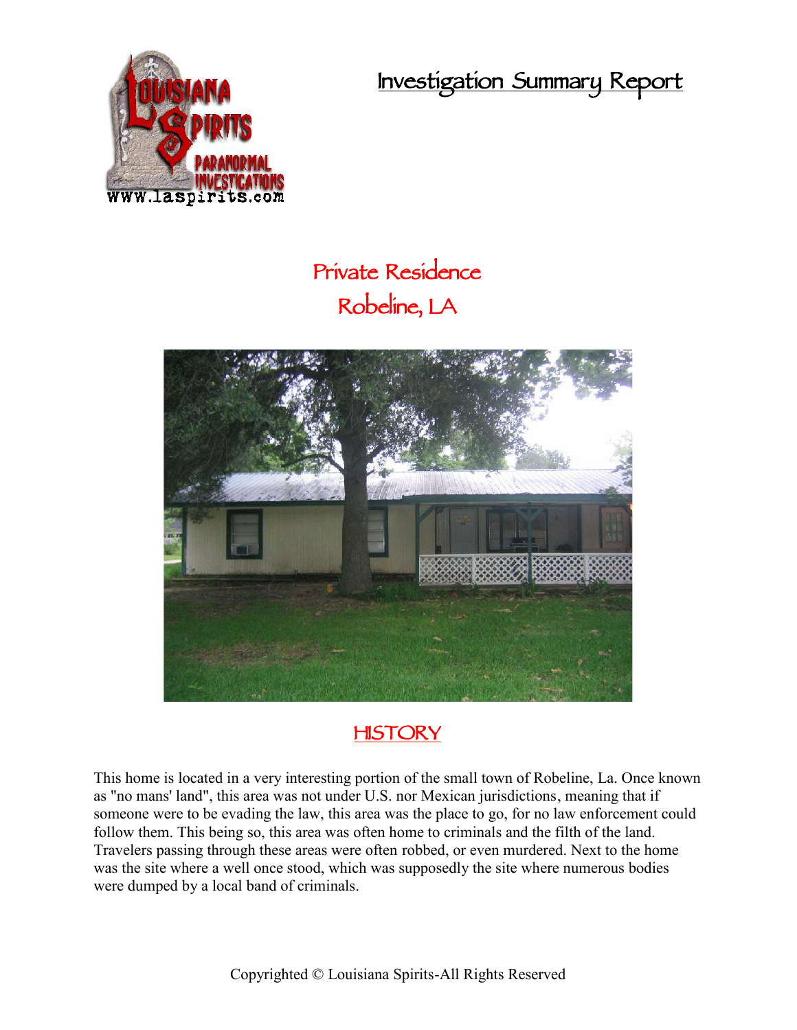# Investigation Summary Report

## Private Residence
## Robeline, LA

## HISTORY

This home is located in a very interesting portion of the small town of Robeline, La. Once known as "no mans' land", this area was not under U.S. nor Mexican jurisdictions, meaning that if someone were to be evading the law, this area was the place to go, for no law enforcement could follow them. This being so, this area was often home to criminals and the filth of the land. Travelers passing through these areas were often robbed, or even murdered. Next to the home was the site where a well once stood, which was supposedly the site where numerous bodies were dumped by a local band of criminals.

Copyrighted © Louisiana Spirits-All Rights Reserved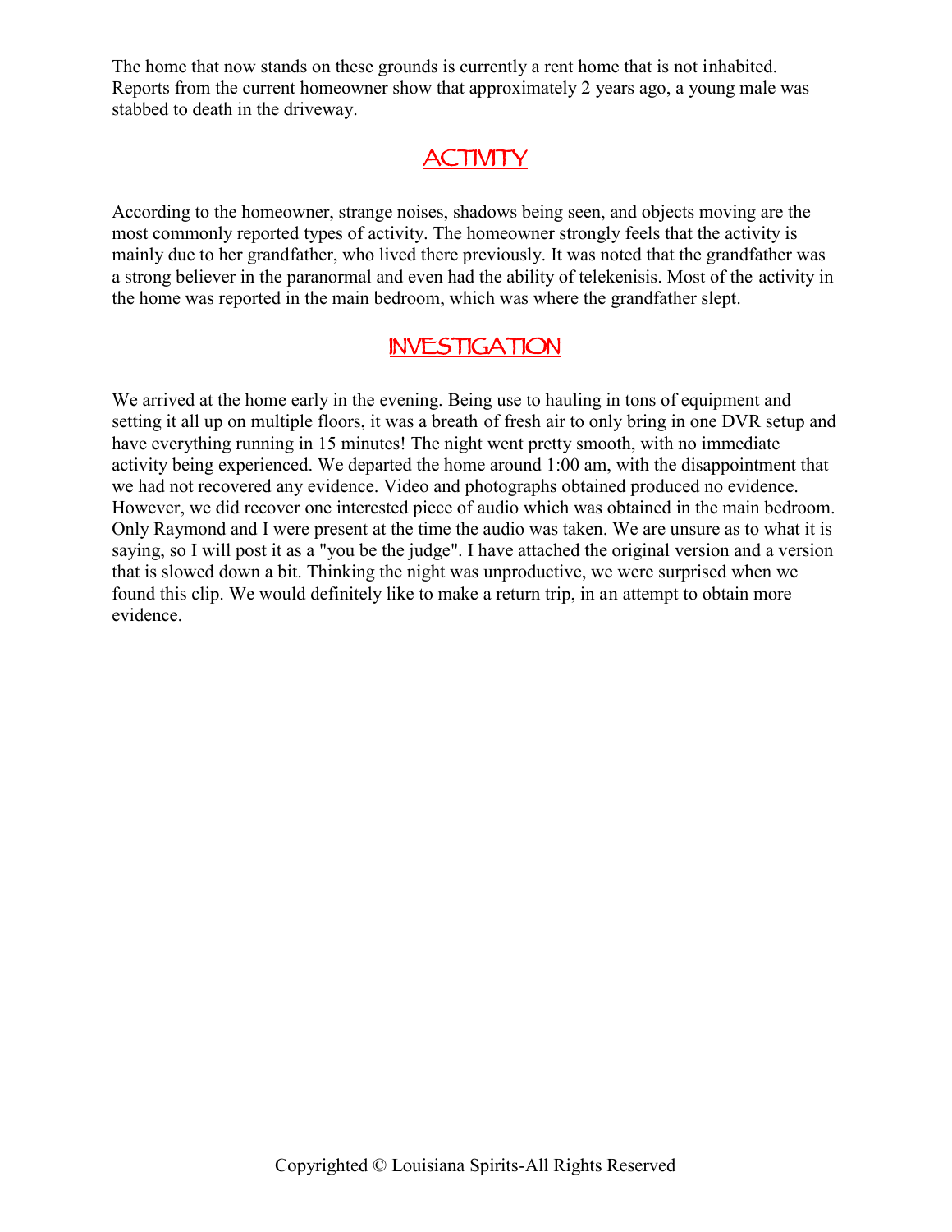The home that now stands on these grounds is currently a rent home that is not inhabited. Reports from the current homeowner show that approximately 2 years ago, a young male was stabbed to death in the driveway.

## ACTIVITY

According to the homeowner, strange noises, shadows being seen, and objects moving are the most commonly reported types of activity. The homeowner strongly feels that the activity is mainly due to her grandfather, who lived there previously. It was noted that the grandfather was a strong believer in the paranormal and even had the ability of telekenisis. Most of the activity in the home was reported in the main bedroom, which was where the grandfather slept.

## INVESTIGATION

We arrived at the home early in the evening. Being use to hauling in tons of equipment and setting it all up on multiple floors, it was a breath of fresh air to only bring in one DVR setup and have everything running in 15 minutes! The night went pretty smooth, with no immediate activity being experienced. We departed the home around 1:00 am, with the disappointment that we had not recovered any evidence. Video and photographs obtained produced no evidence. However, we did recover one interested piece of audio which was obtained in the main bedroom. Only Raymond and I were present at the time the audio was taken. We are unsure as to what it is saying, so I will post it as a "you be the judge". I have attached the original version and a version that is slowed down a bit. Thinking the night was unproductive, we were surprised when we found this clip. We would definitely like to make a return trip, in an attempt to obtain more evidence.

Copyrighted © Louisiana Spirits-All Rights Reserved